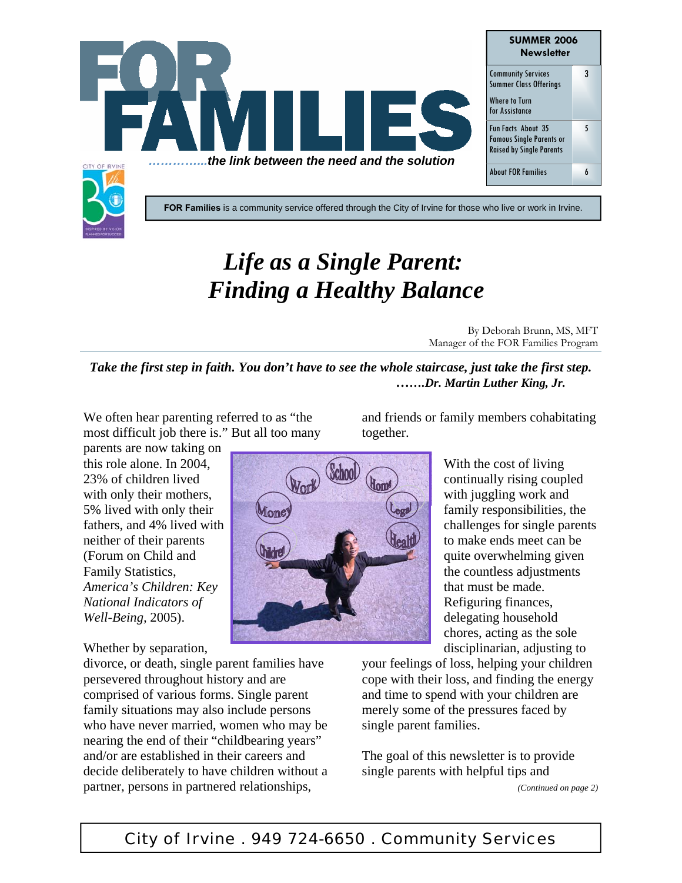# FOR FAMILIES

*……………the link between the need and the solution*

| SUMMER 2006 Newsletter | |
|---|---|
| Community Services Summer Class Offerings | 3 |
| Where to Turn for Assistance | |
| Fun Facts About 35 Famous Single Parents or Raised by Single Parents | 5 |
| About FOR Families | 6 |

**FOR Families** is a community service offered through the City of Irvine for those who live or work in Irvine.

# *Life as a Single Parent: Finding a Healthy Balance*

By Deborah Brunn, MS, MFT
Manager of the FOR Families Program

***Take the first step in faith. You don't have to see the whole staircase, just take the first step. …….Dr. Martin Luther King, Jr.***

We often hear parenting referred to as "the most difficult job there is." But all too many parents are now taking on this role alone. In 2004, 23% of children lived with only their mothers, 5% lived with only their fathers, and 4% lived with neither of their parents (Forum on Child and Family Statistics, *America's Children: Key National Indicators of Well-Being*, 2005).

Whether by separation, divorce, or death, single parent families have persevered throughout history and are comprised of various forms. Single parent family situations may also include persons who have never married, women who may be nearing the end of their "childbearing years" and/or are established in their careers and decide deliberately to have children without a partner, persons in partnered relationships, and friends or family members cohabitating together.

With the cost of living continually rising coupled with juggling work and family responsibilities, the challenges for single parents to make ends meet can be quite overwhelming given the countless adjustments that must be made. Refiguring finances, delegating household chores, acting as the sole disciplinarian, adjusting to your feelings of loss, helping your children cope with their loss, and finding the energy and time to spend with your children are merely some of the pressures faced by single parent families.

The goal of this newsletter is to provide single parents with helpful tips and

*(Continued on page 2)*

City of Irvine . 949 724-6650 . Community Services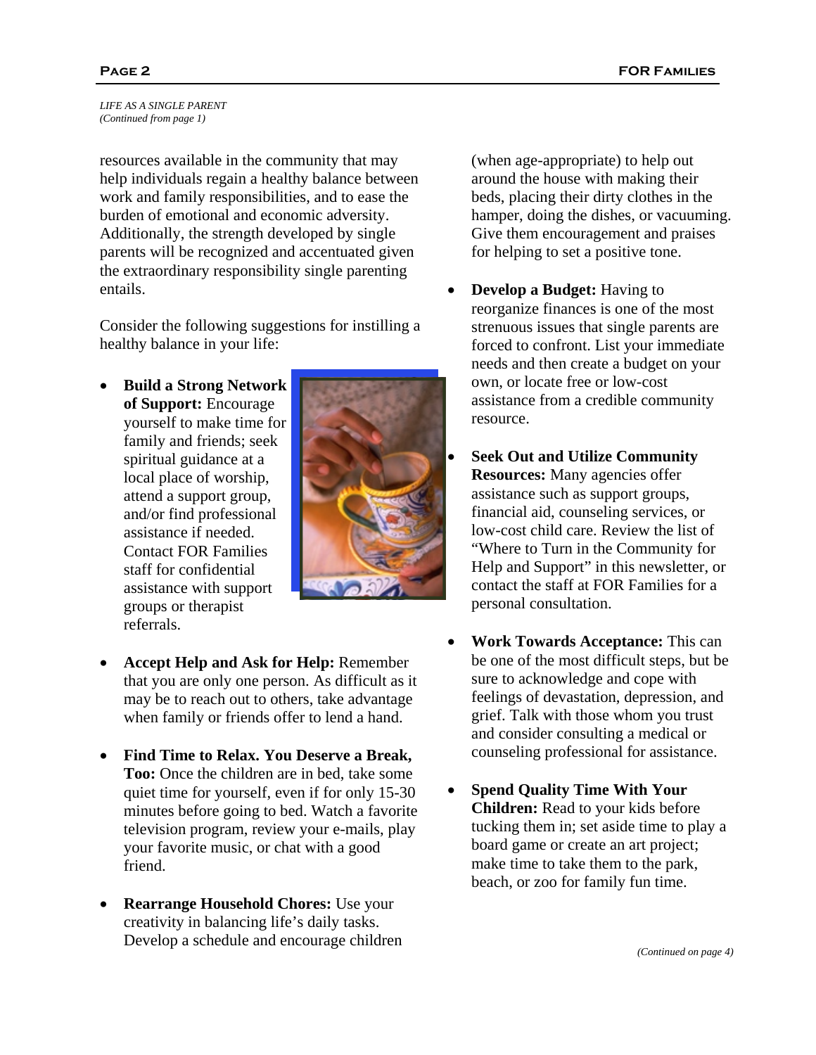*LIFE AS A SINGLE PARENT*
*(Continued from page 1)*

resources available in the community that may help individuals regain a healthy balance between work and family responsibilities, and to ease the burden of emotional and economic adversity. Additionally, the strength developed by single parents will be recognized and accentuated given the extraordinary responsibility single parenting entails.

Consider the following suggestions for instilling a healthy balance in your life:

- **Build a Strong Network of Support:** Encourage yourself to make time for family and friends; seek spiritual guidance at a local place of worship, attend a support group, and/or find professional assistance if needed. Contact FOR Families staff for confidential assistance with support groups or therapist referrals.
- **Accept Help and Ask for Help:** Remember that you are only one person. As difficult as it may be to reach out to others, take advantage when family or friends offer to lend a hand.
- **Find Time to Relax. You Deserve a Break, Too:** Once the children are in bed, take some quiet time for yourself, even if for only 15-30 minutes before going to bed. Watch a favorite television program, review your e-mails, play your favorite music, or chat with a good friend.
- **Rearrange Household Chores:** Use your creativity in balancing life's daily tasks. Develop a schedule and encourage children (when age-appropriate) to help out around the house with making their beds, placing their dirty clothes in the hamper, doing the dishes, or vacuuming. Give them encouragement and praises for helping to set a positive tone.
- **Develop a Budget:** Having to reorganize finances is one of the most strenuous issues that single parents are forced to confront. List your immediate needs and then create a budget on your own, or locate free or low-cost assistance from a credible community resource.
- **Seek Out and Utilize Community Resources:** Many agencies offer assistance such as support groups, financial aid, counseling services, or low-cost child care. Review the list of "Where to Turn in the Community for Help and Support" in this newsletter, or contact the staff at FOR Families for a personal consultation.
- **Work Towards Acceptance:** This can be one of the most difficult steps, but be sure to acknowledge and cope with feelings of devastation, depression, and grief. Talk with those whom you trust and consider consulting a medical or counseling professional for assistance.
- **Spend Quality Time With Your Children:** Read to your kids before tucking them in; set aside time to play a board game or create an art project; make time to take them to the park, beach, or zoo for family fun time.

*(Continued on page 4)*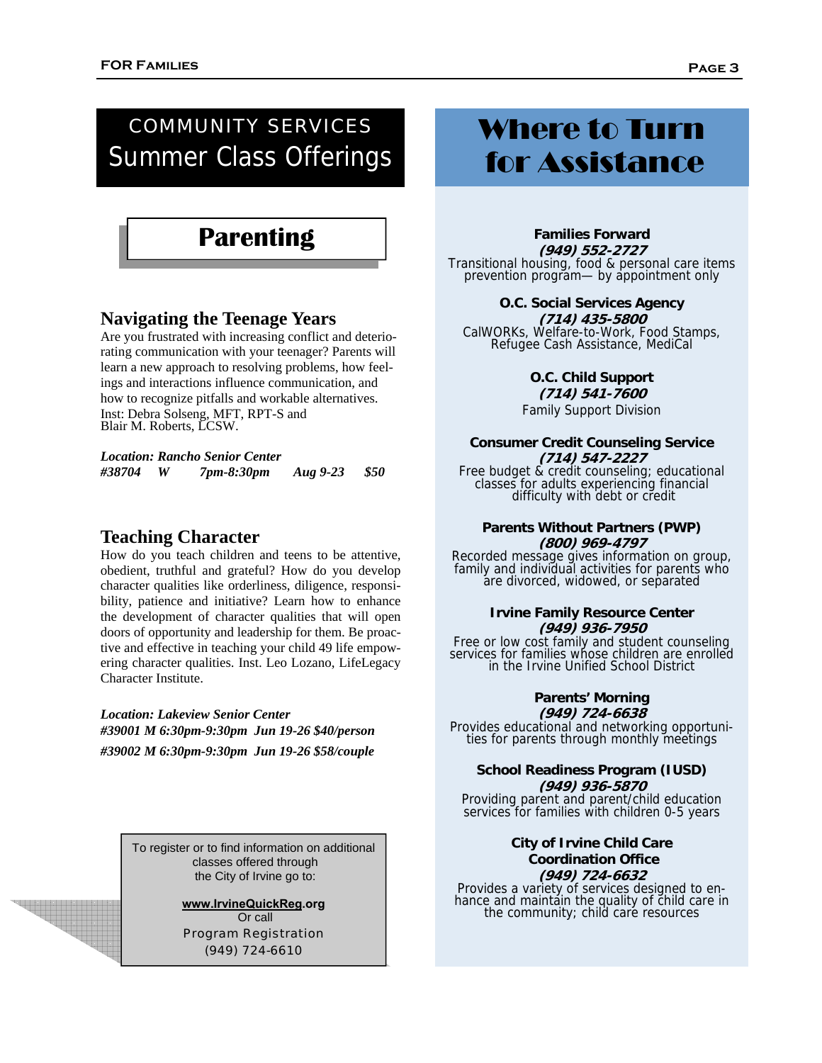# COMMUNITY SERVICES
## Summer Class Offerings

## Parenting

### Navigating the Teenage Years

Are you frustrated with increasing conflict and deteriorating communication with your teenager? Parents will learn a new approach to resolving problems, how feelings and interactions influence communication, and how to recognize pitfalls and workable alternatives. Inst: Debra Solseng, MFT, RPT-S and Blair M. Roberts, LCSW.

***Location: Rancho Senior Center***
***#38704 W 7pm-8:30pm Aug 9-23 $50***

### Teaching Character

How do you teach children and teens to be attentive, obedient, truthful and grateful? How do you develop character qualities like orderliness, diligence, responsibility, patience and initiative? Learn how to enhance the development of character qualities that will open doors of opportunity and leadership for them. Be proactive and effective in teaching your child 49 life empowering character qualities. Inst. Leo Lozano, LifeLegacy Character Institute.

***Location: Lakeview Senior Center***
***#39001 M 6:30pm-9:30pm Jun 19-26 $40/person***
***#39002 M 6:30pm-9:30pm Jun 19-26 $58/couple***

To register or to find information on additional classes offered through the City of Irvine go to:

**www.IrvineQuickReg.org**
Or call
Program Registration
(949) 724-6610

# Where to Turn for Assistance

**Families Forward**
***(949) 552-2727***
Transitional housing, food & personal care items prevention program— by appointment only

**O.C. Social Services Agency**
***(714) 435-5800***
CalWORKs, Welfare-to-Work, Food Stamps, Refugee Cash Assistance, MediCal

**O.C. Child Support**
***(714) 541-7600***
Family Support Division

**Consumer Credit Counseling Service**
***(714) 547-2227***
Free budget & credit counseling; educational classes for adults experiencing financial difficulty with debt or credit

**Parents Without Partners (PWP)**
***(800) 969-4797***
Recorded message gives information on group, family and individual activities for parents who are divorced, widowed, or separated

**Irvine Family Resource Center**
***(949) 936-7950***
Free or low cost family and student counseling services for families whose children are enrolled in the Irvine Unified School District

**Parents' Morning**
***(949) 724-6638***
Provides educational and networking opportunities for parents through monthly meetings

**School Readiness Program (IUSD)**
***(949) 936-5870***
Providing parent and parent/child education services for families with children 0-5 years

**City of Irvine Child Care Coordination Office**
***(949) 724-6632***
Provides a variety of services designed to enhance and maintain the quality of child care in the community; child care resources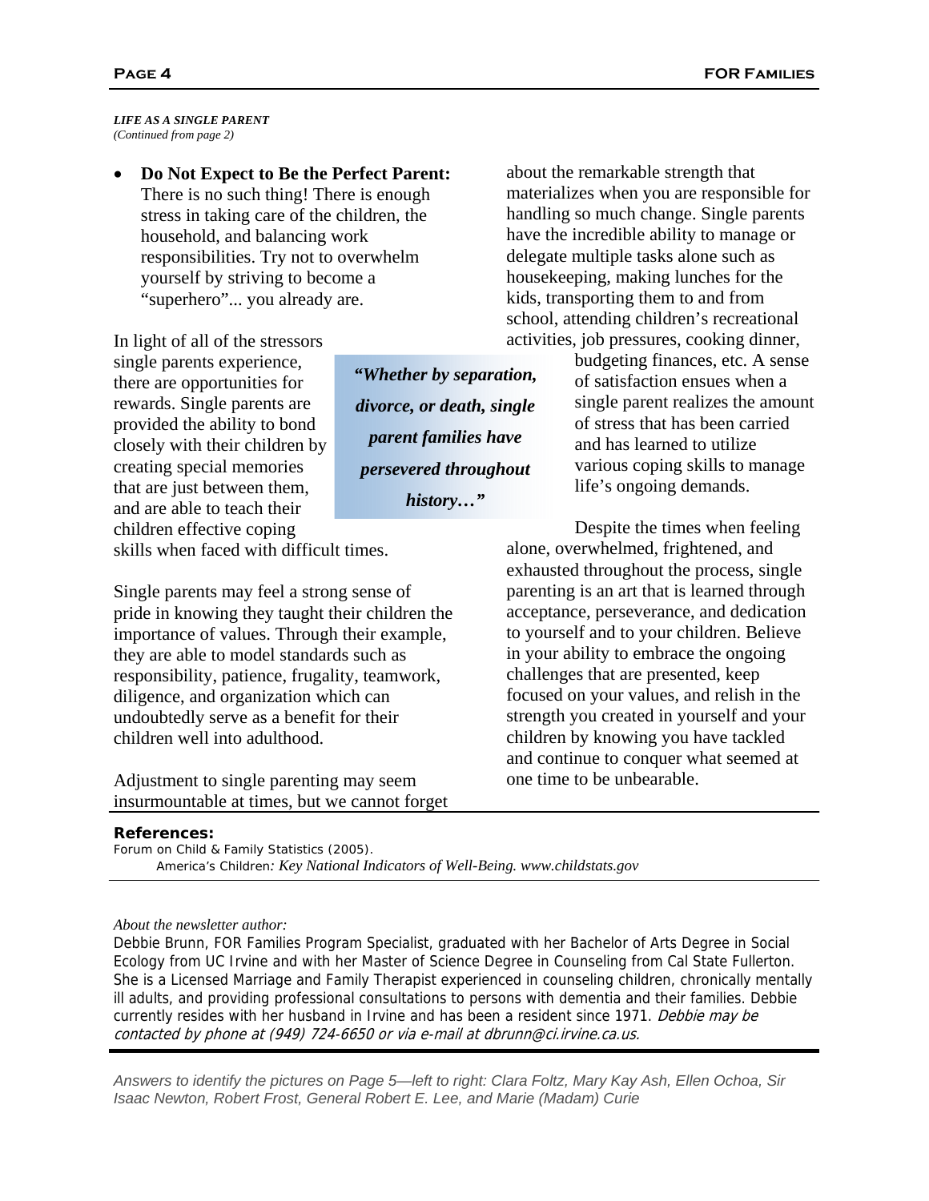*LIFE AS A SINGLE PARENT*
*(Continued from page 2)*

- **Do Not Expect to Be the Perfect Parent:** There is no such thing! There is enough stress in taking care of the children, the household, and balancing work responsibilities. Try not to overwhelm yourself by striving to become a "superhero"... you already are.

In light of all of the stressors single parents experience, there are opportunities for rewards. Single parents are provided the ability to bond closely with their children by creating special memories that are just between them, and are able to teach their children effective coping skills when faced with difficult times.

> ***"Whether by separation, divorce, or death, single parent families have persevered throughout history…"***

Single parents may feel a strong sense of pride in knowing they taught their children the importance of values. Through their example, they are able to model standards such as responsibility, patience, frugality, teamwork, diligence, and organization which can undoubtedly serve as a benefit for their children well into adulthood.

Adjustment to single parenting may seem insurmountable at times, but we cannot forget about the remarkable strength that materializes when you are responsible for handling so much change. Single parents have the incredible ability to manage or delegate multiple tasks alone such as housekeeping, making lunches for the kids, transporting them to and from school, attending children's recreational activities, job pressures, cooking dinner, budgeting finances, etc. A sense of satisfaction ensues when a single parent realizes the amount of stress that has been carried and has learned to utilize various coping skills to manage life's ongoing demands.

Despite the times when feeling alone, overwhelmed, frightened, and exhausted throughout the process, single parenting is an art that is learned through acceptance, perseverance, and dedication to yourself and to your children. Believe in your ability to embrace the ongoing challenges that are presented, keep focused on your values, and relish in the strength you created in yourself and your children by knowing you have tackled and continue to conquer what seemed at one time to be unbearable.

**References:**

Forum on Child & Family Statistics (2005). America's Children*: Key National Indicators of Well-Being. www.childstats.gov*

*About the newsletter author:*

Debbie Brunn, FOR Families Program Specialist, graduated with her Bachelor of Arts Degree in Social Ecology from UC Irvine and with her Master of Science Degree in Counseling from Cal State Fullerton. She is a Licensed Marriage and Family Therapist experienced in counseling children, chronically mentally ill adults, and providing professional consultations to persons with dementia and their families. Debbie currently resides with her husband in Irvine and has been a resident since 1971. *Debbie may be contacted by phone at (949) 724-6650 or via e-mail at dbrunn@ci.irvine.ca.us.*

*Answers to identify the pictures on Page 5—left to right: Clara Foltz, Mary Kay Ash, Ellen Ochoa, Sir Isaac Newton, Robert Frost, General Robert E. Lee, and Marie (Madam) Curie*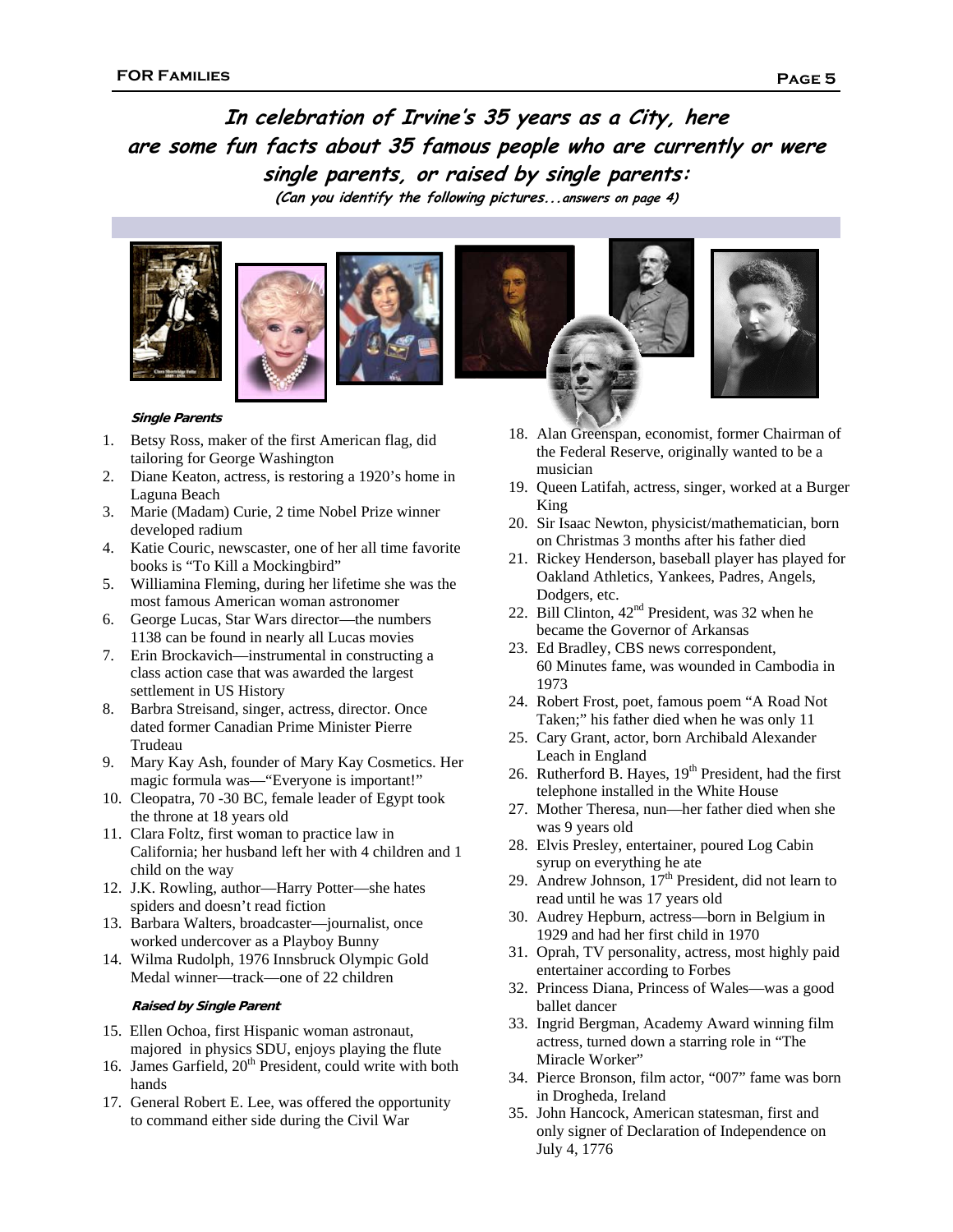## In celebration of Irvine's 35 years as a City, here are some fun facts about 35 famous people who are currently or were single parents, or raised by single parents:

***(Can you identify the following pictures...answers on page 4)***

***Single Parents***

1. Betsy Ross, maker of the first American flag, did tailoring for George Washington
2. Diane Keaton, actress, is restoring a 1920's home in Laguna Beach
3. Marie (Madam) Curie, 2 time Nobel Prize winner developed radium
4. Katie Couric, newscaster, one of her all time favorite books is "To Kill a Mockingbird"
5. Williamina Fleming, during her lifetime she was the most famous American woman astronomer
6. George Lucas, Star Wars director—the numbers 1138 can be found in nearly all Lucas movies
7. Erin Brockavich—instrumental in constructing a class action case that was awarded the largest settlement in US History
8. Barbra Streisand, singer, actress, director. Once dated former Canadian Prime Minister Pierre Trudeau
9. Mary Kay Ash, founder of Mary Kay Cosmetics. Her magic formula was—"Everyone is important!"
10. Cleopatra, 70 -30 BC, female leader of Egypt took the throne at 18 years old
11. Clara Foltz, first woman to practice law in California; her husband left her with 4 children and 1 child on the way
12. J.K. Rowling, author—Harry Potter—she hates spiders and doesn't read fiction
13. Barbara Walters, broadcaster—journalist, once worked undercover as a Playboy Bunny
14. Wilma Rudolph, 1976 Innsbruck Olympic Gold Medal winner—track—one of 22 children

***Raised by Single Parent***

15. Ellen Ochoa, first Hispanic woman astronaut, majored in physics SDU, enjoys playing the flute
16. James Garfield, 20th President, could write with both hands
17. General Robert E. Lee, was offered the opportunity to command either side during the Civil War
18. Alan Greenspan, economist, former Chairman of the Federal Reserve, originally wanted to be a musician
19. Queen Latifah, actress, singer, worked at a Burger King
20. Sir Isaac Newton, physicist/mathematician, born on Christmas 3 months after his father died
21. Rickey Henderson, baseball player has played for Oakland Athletics, Yankees, Padres, Angels, Dodgers, etc.
22. Bill Clinton, 42nd President, was 32 when he became the Governor of Arkansas
23. Ed Bradley, CBS news correspondent, 60 Minutes fame, was wounded in Cambodia in 1973
24. Robert Frost, poet, famous poem "A Road Not Taken;" his father died when he was only 11
25. Cary Grant, actor, born Archibald Alexander Leach in England
26. Rutherford B. Hayes, 19th President, had the first telephone installed in the White House
27. Mother Theresa, nun—her father died when she was 9 years old
28. Elvis Presley, entertainer, poured Log Cabin syrup on everything he ate
29. Andrew Johnson, 17th President, did not learn to read until he was 17 years old
30. Audrey Hepburn, actress—born in Belgium in 1929 and had her first child in 1970
31. Oprah, TV personality, actress, most highly paid entertainer according to Forbes
32. Princess Diana, Princess of Wales—was a good ballet dancer
33. Ingrid Bergman, Academy Award winning film actress, turned down a starring role in "The Miracle Worker"
34. Pierce Bronson, film actor, "007" fame was born in Drogheda, Ireland
35. John Hancock, American statesman, first and only signer of Declaration of Independence on July 4, 1776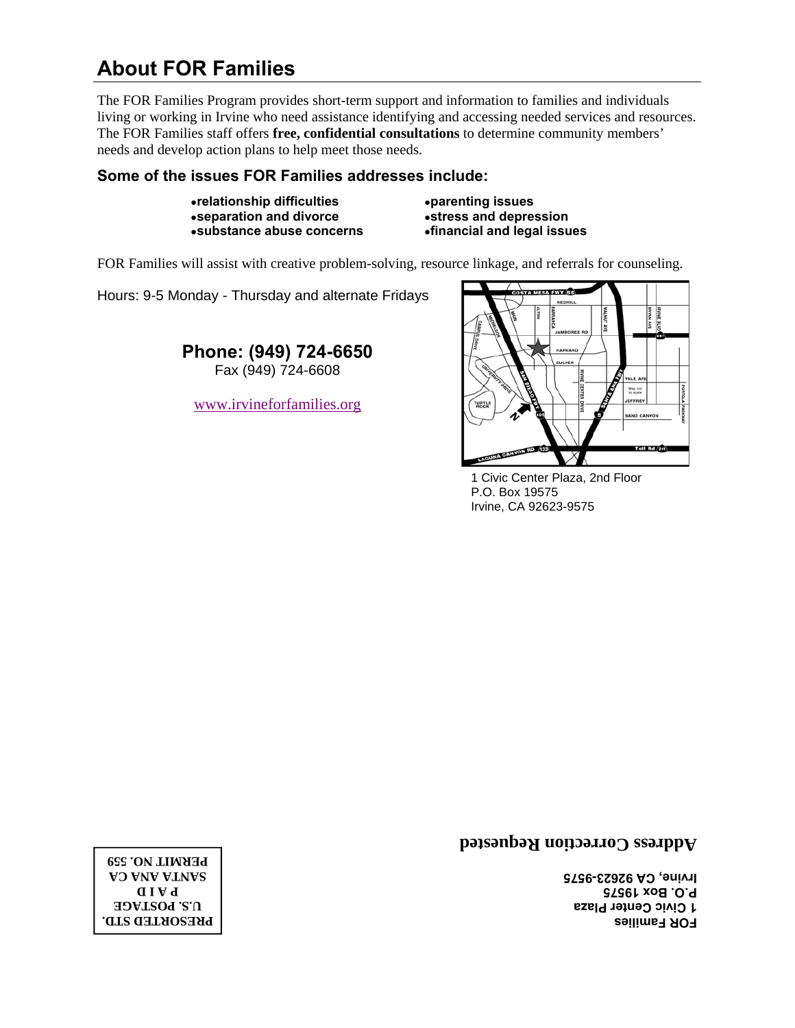## About FOR Families

The FOR Families Program provides short-term support and information to families and individuals living or working in Irvine who need assistance identifying and accessing needed services and resources. The FOR Families staff offers **free, confidential consultations** to determine community members' needs and develop action plans to help meet those needs.

### Some of the issues FOR Families addresses include:

- **relationship difficulties**
- **separation and divorce**
- **substance abuse concerns**
- **parenting issues**
- **stress and depression**
- **financial and legal issues**

FOR Families will assist with creative problem-solving, resource linkage, and referrals for counseling.

Hours: 9-5 Monday - Thursday and alternate Fridays

**Phone: (949) 724-6650**
Fax (949) 724-6608

www.irvineforfamilies.org

COSTA MESA FWY 55
REDHILL
MAIN
ALTON
BARRANCA
WALNUT AVE
BRYAN AVE
IRVINE BLVD
261
CAMPUS Drive
MICHELSON
JAMBOREE RD
HARVARD
CULVER
UNIVERSITY DRIVE
IRVINE CENTER DRIVE
SANTA ANA FWY
YALE AVE
Map not to scale
JEFFREY
PORTOLA PARKWAY
SAN DIEGO FWY
TURTLE ROCK
N
405
5
SAND CANYON
LAGUNA CANYON RD 133
Toll Rd 241

1 Civic Center Plaza, 2nd Floor
P.O. Box 19575
Irvine, CA 92623-9575

**Address Correction Requested**

**FOR Families**
**1 Civic Center Plaza**
**P.O. Box 19575**
**Irvine, CA 92623-9575**

**PRESORTED STD.**
**U.S. POSTAGE**
**P A I D**
**SANTA ANA CA**
**PERMIT NO. 559**